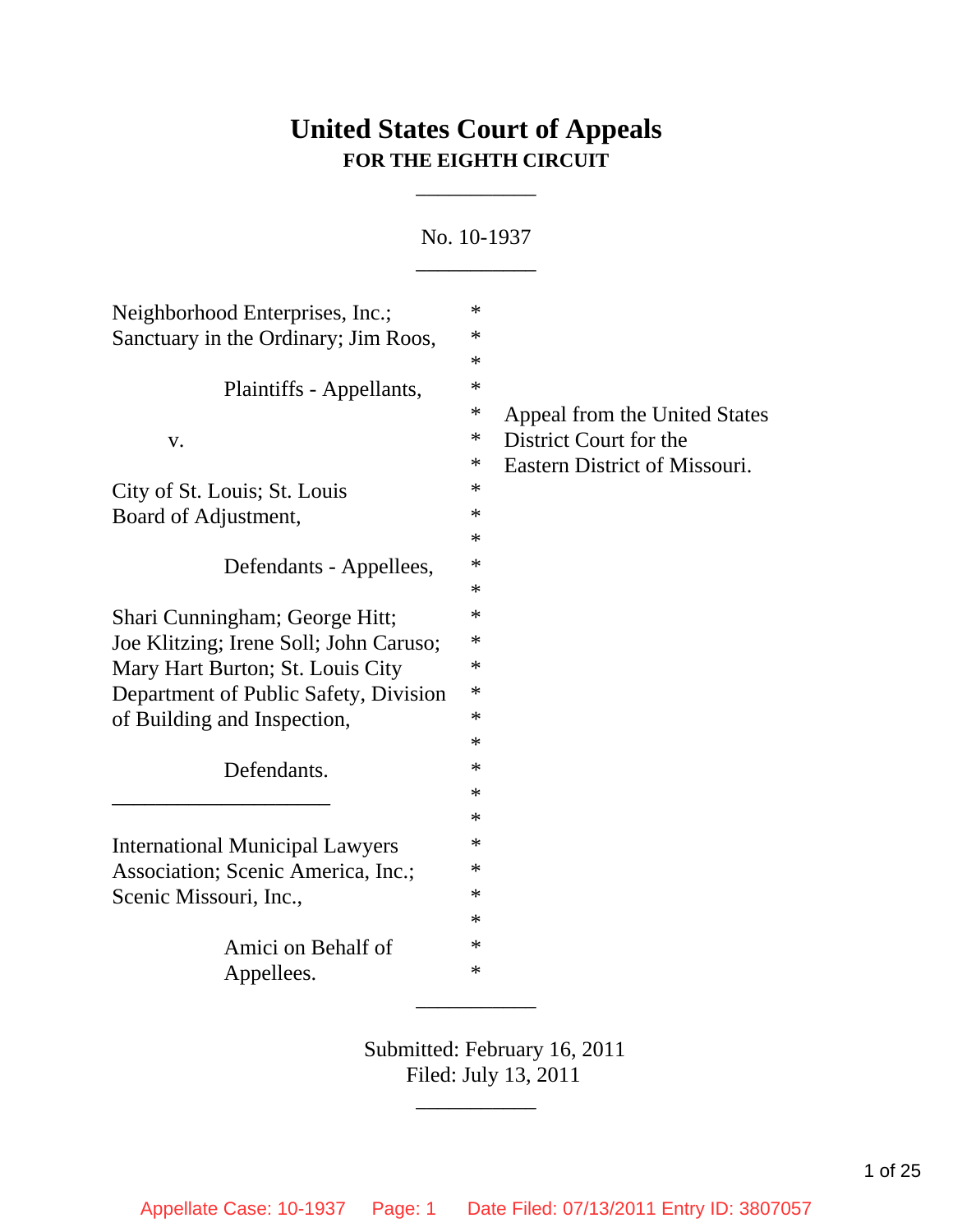# United States Court of Appeals
## FOR THE EIGHTH CIRCUIT

___________

No. 10-1937

___________

Neighborhood Enterprises, Inc.; Sanctuary in the Ordinary; Jim Roos,

Plaintiffs - Appellants,

v.

City of St. Louis; St. Louis Board of Adjustment,

Defendants - Appellees,

Shari Cunningham; George Hitt; Joe Klitzing; Irene Soll; John Caruso; Mary Hart Burton; St. Louis City Department of Public Safety, Division of Building and Inspection,

Defendants.

Appeal from the United States District Court for the Eastern District of Missouri.

___________________

International Municipal Lawyers Association; Scenic America, Inc.; Scenic Missouri, Inc.,

Amici on Behalf of Appellees.

___________

Submitted: February 16, 2011
Filed: July 13, 2011

___________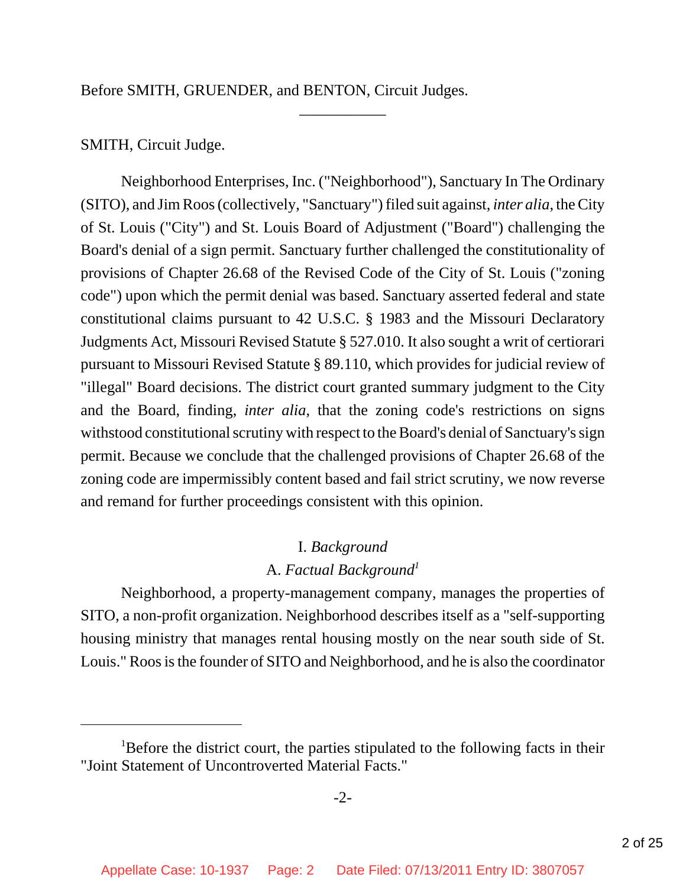Before SMITH, GRUENDER, and BENTON, Circuit Judges.

---

SMITH, Circuit Judge.

Neighborhood Enterprises, Inc. ("Neighborhood"), Sanctuary In The Ordinary (SITO), and Jim Roos (collectively, "Sanctuary") filed suit against, *inter alia*, the City of St. Louis ("City") and St. Louis Board of Adjustment ("Board") challenging the Board's denial of a sign permit. Sanctuary further challenged the constitutionality of provisions of Chapter 26.68 of the Revised Code of the City of St. Louis ("zoning code") upon which the permit denial was based. Sanctuary asserted federal and state constitutional claims pursuant to 42 U.S.C. § 1983 and the Missouri Declaratory Judgments Act, Missouri Revised Statute § 527.010. It also sought a writ of certiorari pursuant to Missouri Revised Statute § 89.110, which provides for judicial review of "illegal" Board decisions. The district court granted summary judgment to the City and the Board, finding, *inter alia*, that the zoning code's restrictions on signs withstood constitutional scrutiny with respect to the Board's denial of Sanctuary's sign permit. Because we conclude that the challenged provisions of Chapter 26.68 of the zoning code are impermissibly content based and fail strict scrutiny, we now reverse and remand for further proceedings consistent with this opinion.

## I. *Background*

### A. *Factual Background*[1]

Neighborhood, a property-management company, manages the properties of SITO, a non-profit organization. Neighborhood describes itself as a "self-supporting housing ministry that manages rental housing mostly on the near south side of St. Louis." Roos is the founder of SITO and Neighborhood, and he is also the coordinator

---

[1]Before the district court, the parties stipulated to the following facts in their "Joint Statement of Uncontroverted Material Facts."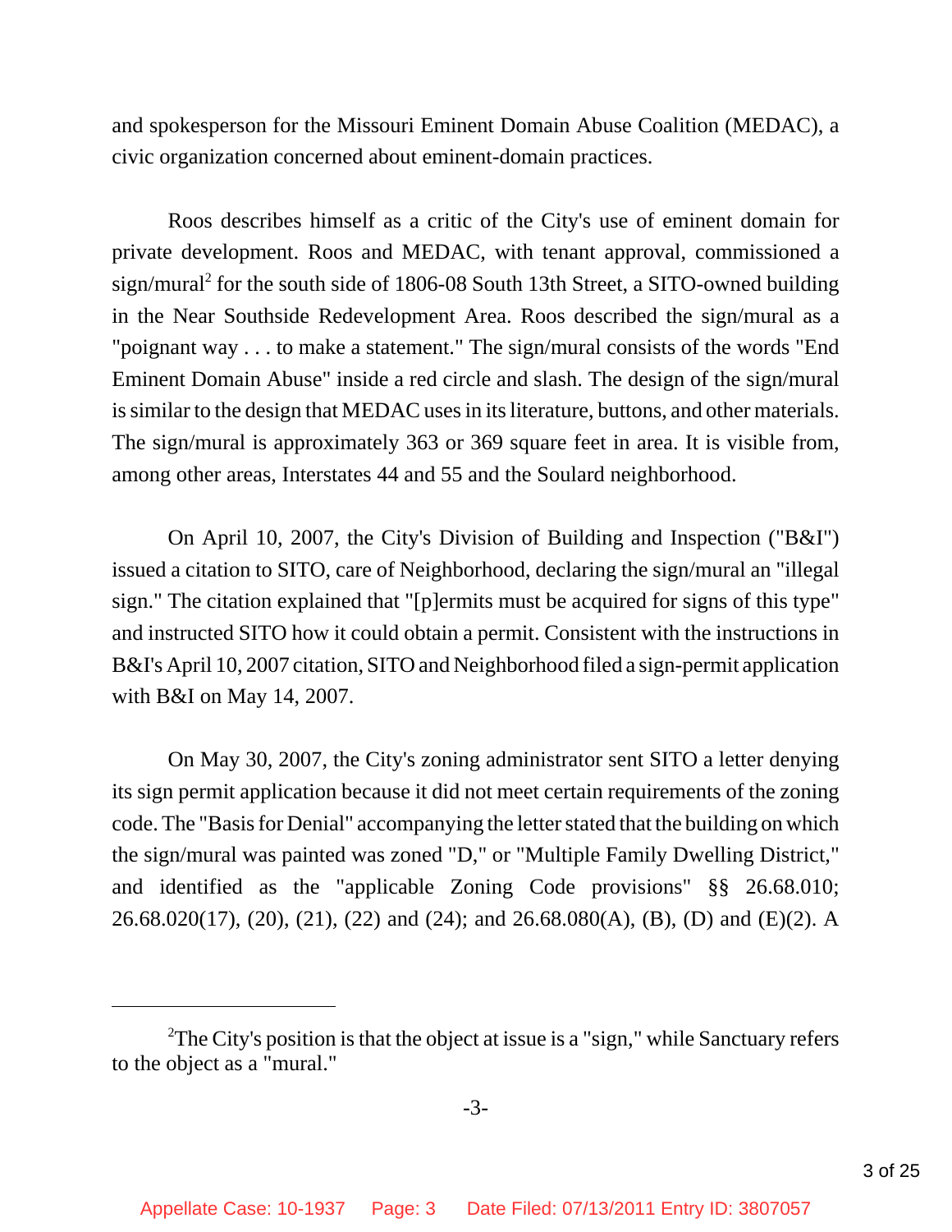and spokesperson for the Missouri Eminent Domain Abuse Coalition (MEDAC), a civic organization concerned about eminent-domain practices.

Roos describes himself as a critic of the City's use of eminent domain for private development. Roos and MEDAC, with tenant approval, commissioned a sign/mural[2] for the south side of 1806-08 South 13th Street, a SITO-owned building in the Near Southside Redevelopment Area. Roos described the sign/mural as a "poignant way . . . to make a statement." The sign/mural consists of the words "End Eminent Domain Abuse" inside a red circle and slash. The design of the sign/mural is similar to the design that MEDAC uses in its literature, buttons, and other materials. The sign/mural is approximately 363 or 369 square feet in area. It is visible from, among other areas, Interstates 44 and 55 and the Soulard neighborhood.

On April 10, 2007, the City's Division of Building and Inspection ("B&I") issued a citation to SITO, care of Neighborhood, declaring the sign/mural an "illegal sign." The citation explained that "[p]ermits must be acquired for signs of this type" and instructed SITO how it could obtain a permit. Consistent with the instructions in B&I's April 10, 2007 citation, SITO and Neighborhood filed a sign-permit application with B&I on May 14, 2007.

On May 30, 2007, the City's zoning administrator sent SITO a letter denying its sign permit application because it did not meet certain requirements of the zoning code. The "Basis for Denial" accompanying the letter stated that the building on which the sign/mural was painted was zoned "D," or "Multiple Family Dwelling District," and identified as the "applicable Zoning Code provisions" §§ 26.68.010; 26.68.020(17), (20), (21), (22) and (24); and 26.68.080(A), (B), (D) and (E)(2). A

---

[2] The City's position is that the object at issue is a "sign," while Sanctuary refers to the object as a "mural."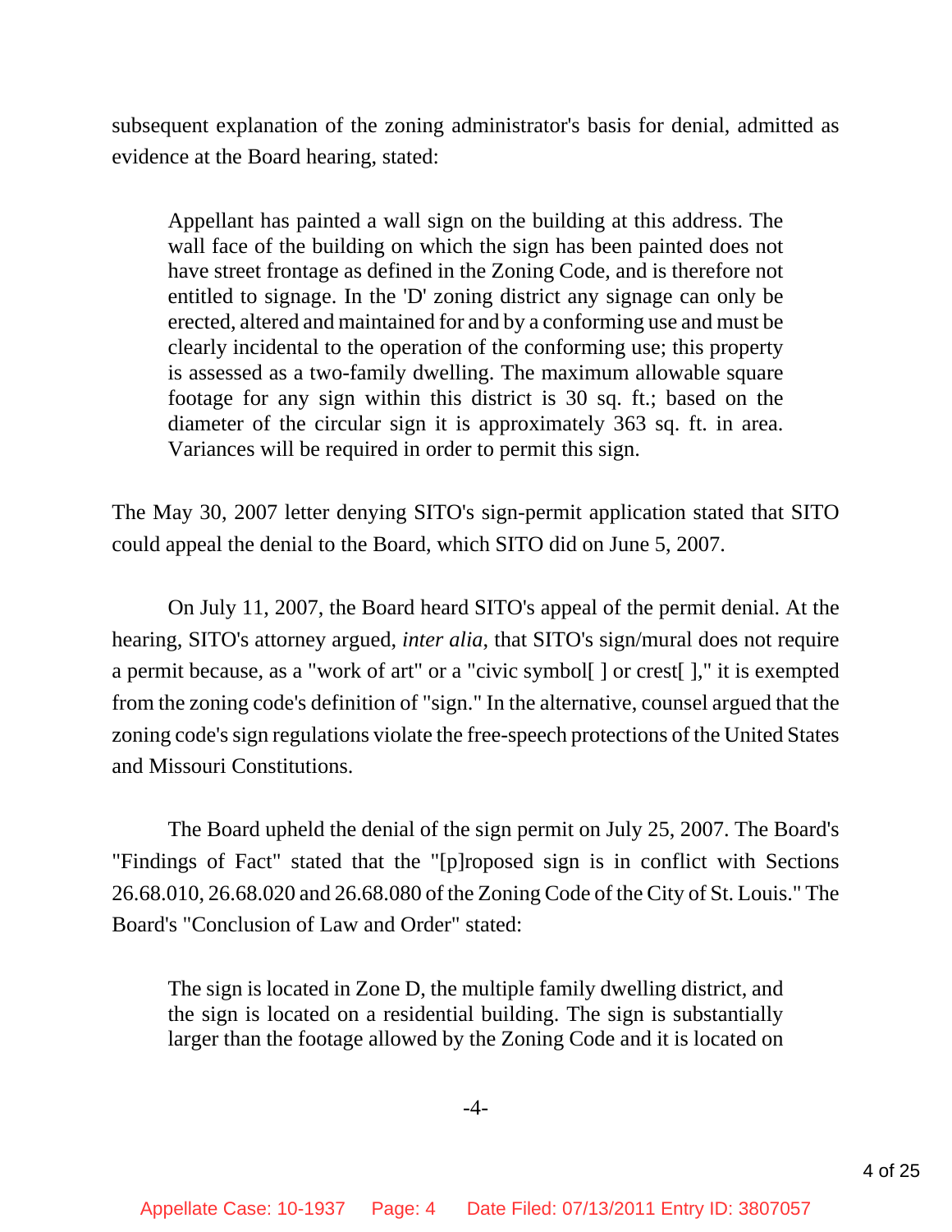subsequent explanation of the zoning administrator's basis for denial, admitted as evidence at the Board hearing, stated:

> Appellant has painted a wall sign on the building at this address. The wall face of the building on which the sign has been painted does not have street frontage as defined in the Zoning Code, and is therefore not entitled to signage. In the 'D' zoning district any signage can only be erected, altered and maintained for and by a conforming use and must be clearly incidental to the operation of the conforming use; this property is assessed as a two-family dwelling. The maximum allowable square footage for any sign within this district is 30 sq. ft.; based on the diameter of the circular sign it is approximately 363 sq. ft. in area. Variances will be required in order to permit this sign.

The May 30, 2007 letter denying SITO's sign-permit application stated that SITO could appeal the denial to the Board, which SITO did on June 5, 2007.

On July 11, 2007, the Board heard SITO's appeal of the permit denial. At the hearing, SITO's attorney argued, *inter alia*, that SITO's sign/mural does not require a permit because, as a "work of art" or a "civic symbol[ ] or crest[ ]," it is exempted from the zoning code's definition of "sign." In the alternative, counsel argued that the zoning code's sign regulations violate the free-speech protections of the United States and Missouri Constitutions.

The Board upheld the denial of the sign permit on July 25, 2007. The Board's "Findings of Fact" stated that the "[p]roposed sign is in conflict with Sections 26.68.010, 26.68.020 and 26.68.080 of the Zoning Code of the City of St. Louis." The Board's "Conclusion of Law and Order" stated:

> The sign is located in Zone D, the multiple family dwelling district, and the sign is located on a residential building. The sign is substantially larger than the footage allowed by the Zoning Code and it is located on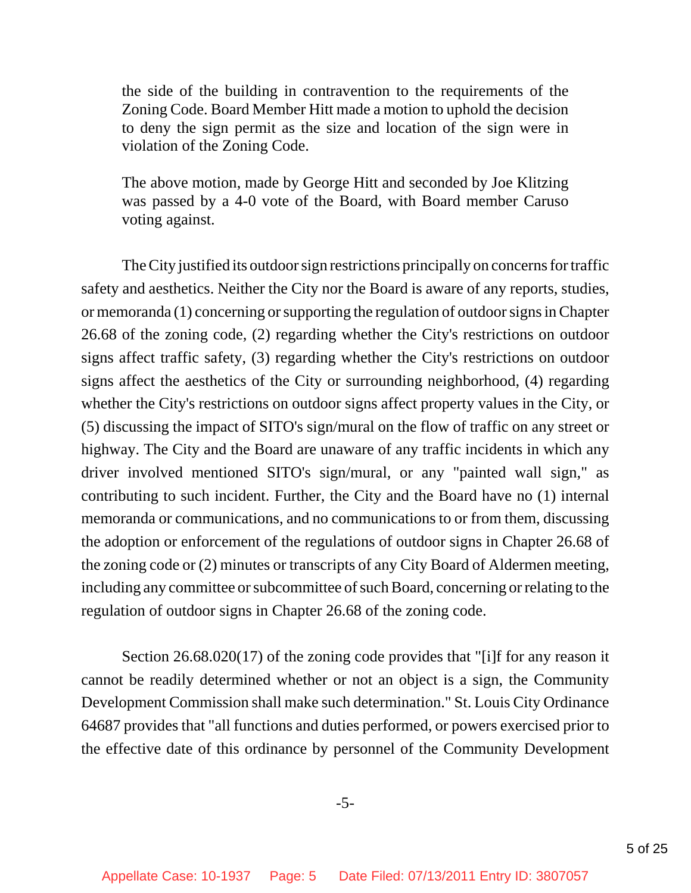> the side of the building in contravention to the requirements of the Zoning Code. Board Member Hitt made a motion to uphold the decision to deny the sign permit as the size and location of the sign were in violation of the Zoning Code.
>
> The above motion, made by George Hitt and seconded by Joe Klitzing was passed by a 4-0 vote of the Board, with Board member Caruso voting against.

The City justified its outdoor sign restrictions principally on concerns for traffic safety and aesthetics. Neither the City nor the Board is aware of any reports, studies, or memoranda (1) concerning or supporting the regulation of outdoor signs in Chapter 26.68 of the zoning code, (2) regarding whether the City's restrictions on outdoor signs affect traffic safety, (3) regarding whether the City's restrictions on outdoor signs affect the aesthetics of the City or surrounding neighborhood, (4) regarding whether the City's restrictions on outdoor signs affect property values in the City, or (5) discussing the impact of SITO's sign/mural on the flow of traffic on any street or highway. The City and the Board are unaware of any traffic incidents in which any driver involved mentioned SITO's sign/mural, or any "painted wall sign," as contributing to such incident. Further, the City and the Board have no (1) internal memoranda or communications, and no communications to or from them, discussing the adoption or enforcement of the regulations of outdoor signs in Chapter 26.68 of the zoning code or (2) minutes or transcripts of any City Board of Aldermen meeting, including any committee or subcommittee of such Board, concerning or relating to the regulation of outdoor signs in Chapter 26.68 of the zoning code.

Section 26.68.020(17) of the zoning code provides that "[i]f for any reason it cannot be readily determined whether or not an object is a sign, the Community Development Commission shall make such determination." St. Louis City Ordinance 64687 provides that "all functions and duties performed, or powers exercised prior to the effective date of this ordinance by personnel of the Community Development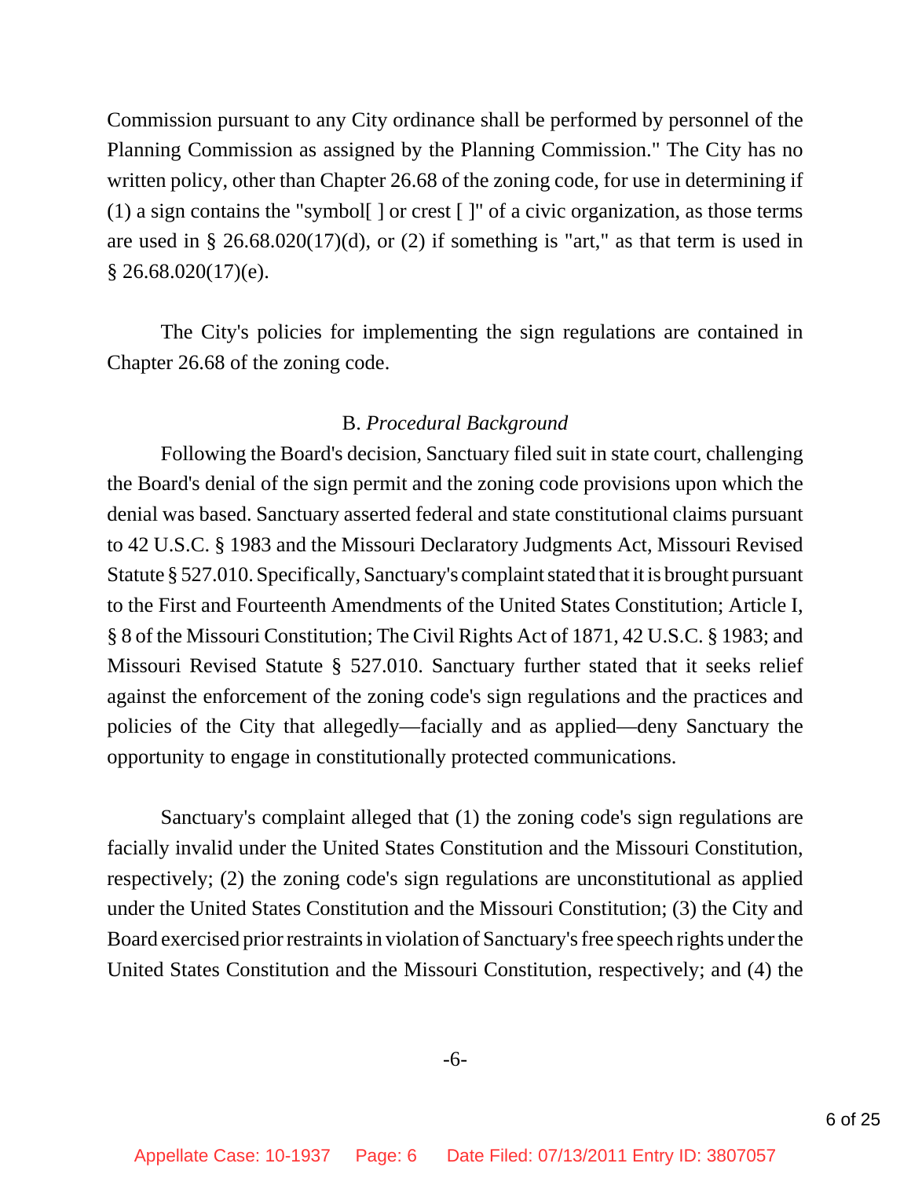Commission pursuant to any City ordinance shall be performed by personnel of the Planning Commission as assigned by the Planning Commission." The City has no written policy, other than Chapter 26.68 of the zoning code, for use in determining if (1) a sign contains the "symbol[ ] or crest [ ]" of a civic organization, as those terms are used in § 26.68.020(17)(d), or (2) if something is "art," as that term is used in § 26.68.020(17)(e).

The City's policies for implementing the sign regulations are contained in Chapter 26.68 of the zoning code.

B. *Procedural Background*

Following the Board's decision, Sanctuary filed suit in state court, challenging the Board's denial of the sign permit and the zoning code provisions upon which the denial was based. Sanctuary asserted federal and state constitutional claims pursuant to 42 U.S.C. § 1983 and the Missouri Declaratory Judgments Act, Missouri Revised Statute § 527.010. Specifically, Sanctuary's complaint stated that it is brought pursuant to the First and Fourteenth Amendments of the United States Constitution; Article I, § 8 of the Missouri Constitution; The Civil Rights Act of 1871, 42 U.S.C. § 1983; and Missouri Revised Statute § 527.010. Sanctuary further stated that it seeks relief against the enforcement of the zoning code's sign regulations and the practices and policies of the City that allegedly—facially and as applied—deny Sanctuary the opportunity to engage in constitutionally protected communications.

Sanctuary's complaint alleged that (1) the zoning code's sign regulations are facially invalid under the United States Constitution and the Missouri Constitution, respectively; (2) the zoning code's sign regulations are unconstitutional as applied under the United States Constitution and the Missouri Constitution; (3) the City and Board exercised prior restraints in violation of Sanctuary's free speech rights under the United States Constitution and the Missouri Constitution, respectively; and (4) the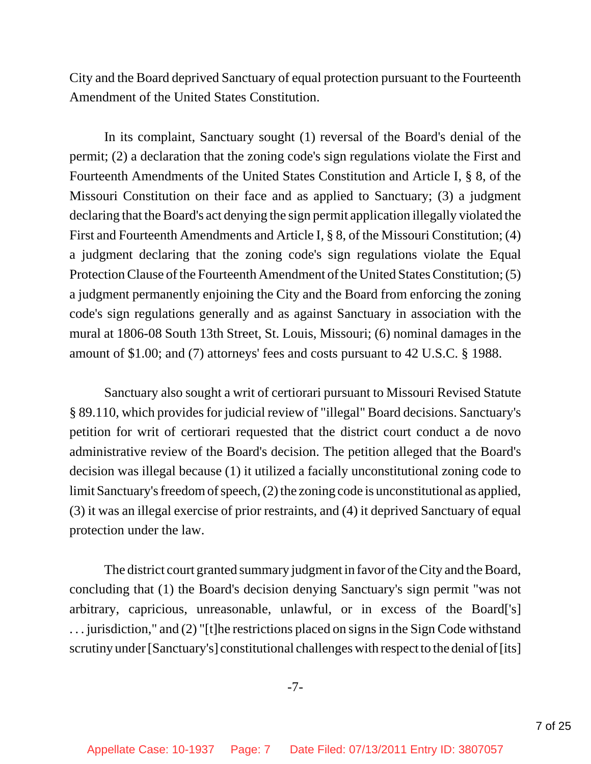City and the Board deprived Sanctuary of equal protection pursuant to the Fourteenth Amendment of the United States Constitution.

In its complaint, Sanctuary sought (1) reversal of the Board's denial of the permit; (2) a declaration that the zoning code's sign regulations violate the First and Fourteenth Amendments of the United States Constitution and Article I, § 8, of the Missouri Constitution on their face and as applied to Sanctuary; (3) a judgment declaring that the Board's act denying the sign permit application illegally violated the First and Fourteenth Amendments and Article I, § 8, of the Missouri Constitution; (4) a judgment declaring that the zoning code's sign regulations violate the Equal Protection Clause of the Fourteenth Amendment of the United States Constitution; (5) a judgment permanently enjoining the City and the Board from enforcing the zoning code's sign regulations generally and as against Sanctuary in association with the mural at 1806-08 South 13th Street, St. Louis, Missouri; (6) nominal damages in the amount of $1.00; and (7) attorneys' fees and costs pursuant to 42 U.S.C. § 1988.

Sanctuary also sought a writ of certiorari pursuant to Missouri Revised Statute § 89.110, which provides for judicial review of "illegal" Board decisions. Sanctuary's petition for writ of certiorari requested that the district court conduct a de novo administrative review of the Board's decision. The petition alleged that the Board's decision was illegal because (1) it utilized a facially unconstitutional zoning code to limit Sanctuary's freedom of speech, (2) the zoning code is unconstitutional as applied, (3) it was an illegal exercise of prior restraints, and (4) it deprived Sanctuary of equal protection under the law.

The district court granted summary judgment in favor of the City and the Board, concluding that (1) the Board's decision denying Sanctuary's sign permit "was not arbitrary, capricious, unreasonable, unlawful, or in excess of the Board['s] . . . jurisdiction," and (2) "[t]he restrictions placed on signs in the Sign Code withstand scrutiny under [Sanctuary's] constitutional challenges with respect to the denial of [its]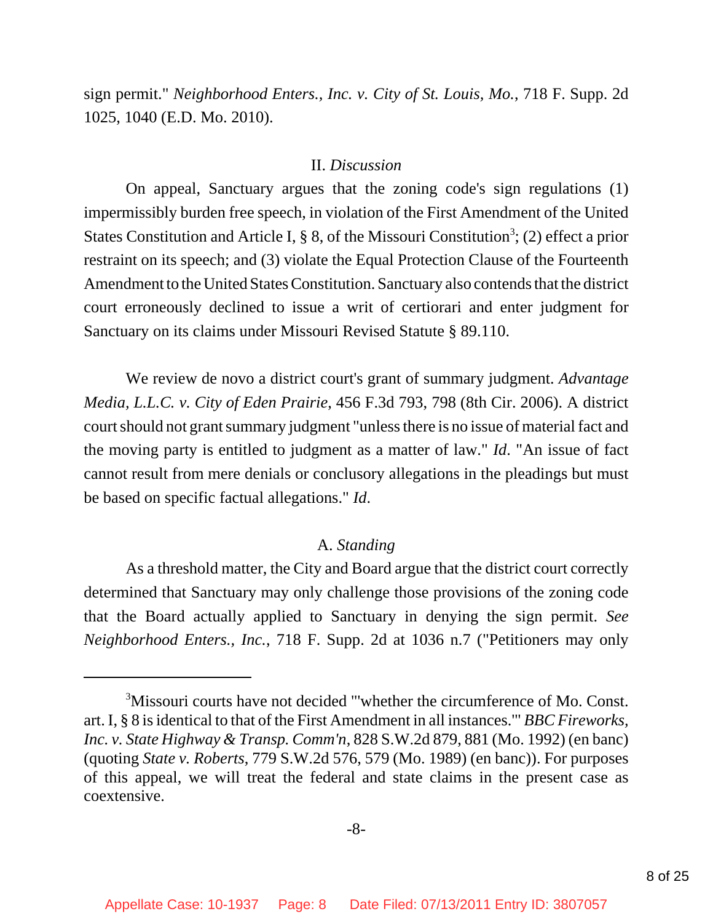sign permit." *Neighborhood Enters., Inc. v. City of St. Louis, Mo.*, 718 F. Supp. 2d 1025, 1040 (E.D. Mo. 2010).

## II. *Discussion*

On appeal, Sanctuary argues that the zoning code's sign regulations (1) impermissibly burden free speech, in violation of the First Amendment of the United States Constitution and Article I, § 8, of the Missouri Constitution[3]; (2) effect a prior restraint on its speech; and (3) violate the Equal Protection Clause of the Fourteenth Amendment to the United States Constitution. Sanctuary also contends that the district court erroneously declined to issue a writ of certiorari and enter judgment for Sanctuary on its claims under Missouri Revised Statute § 89.110.

We review de novo a district court's grant of summary judgment. *Advantage Media, L.L.C. v. City of Eden Prairie*, 456 F.3d 793, 798 (8th Cir. 2006). A district court should not grant summary judgment "unless there is no issue of material fact and the moving party is entitled to judgment as a matter of law." *Id.* "An issue of fact cannot result from mere denials or conclusory allegations in the pleadings but must be based on specific factual allegations." *Id.*

### A. *Standing*

As a threshold matter, the City and Board argue that the district court correctly determined that Sanctuary may only challenge those provisions of the zoning code that the Board actually applied to Sanctuary in denying the sign permit. *See Neighborhood Enters., Inc.*, 718 F. Supp. 2d at 1036 n.7 ("Petitioners may only

---

[3] Missouri courts have not decided "'whether the circumference of Mo. Const. art. I, § 8 is identical to that of the First Amendment in all instances.'" *BBC Fireworks, Inc. v. State Highway & Transp. Comm'n*, 828 S.W.2d 879, 881 (Mo. 1992) (en banc) (quoting *State v. Roberts*, 779 S.W.2d 576, 579 (Mo. 1989) (en banc)). For purposes of this appeal, we will treat the federal and state claims in the present case as coextensive.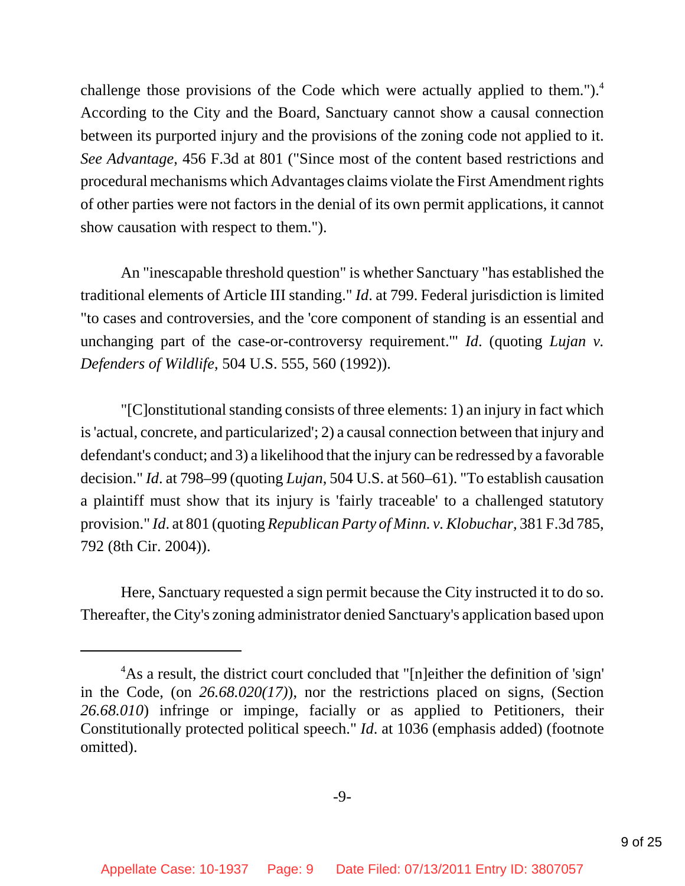challenge those provisions of the Code which were actually applied to them.").[4] According to the City and the Board, Sanctuary cannot show a causal connection between its purported injury and the provisions of the zoning code not applied to it. *See Advantage*, 456 F.3d at 801 ("Since most of the content based restrictions and procedural mechanisms which Advantages claims violate the First Amendment rights of other parties were not factors in the denial of its own permit applications, it cannot show causation with respect to them.").

An "inescapable threshold question" is whether Sanctuary "has established the traditional elements of Article III standing." *Id*. at 799. Federal jurisdiction is limited "to cases and controversies, and the 'core component of standing is an essential and unchanging part of the case-or-controversy requirement.'" *Id*. (quoting *Lujan v. Defenders of Wildlife*, 504 U.S. 555, 560 (1992)).

"[C]onstitutional standing consists of three elements: 1) an injury in fact which is 'actual, concrete, and particularized'; 2) a causal connection between that injury and defendant's conduct; and 3) a likelihood that the injury can be redressed by a favorable decision." *Id*. at 798–99 (quoting *Lujan*, 504 U.S. at 560–61). "To establish causation a plaintiff must show that its injury is 'fairly traceable' to a challenged statutory provision." *Id*. at 801 (quoting *Republican Party of Minn. v. Klobuchar*, 381 F.3d 785, 792 (8th Cir. 2004)).

Here, Sanctuary requested a sign permit because the City instructed it to do so. Thereafter, the City's zoning administrator denied Sanctuary's application based upon

---

[4] As a result, the district court concluded that "[n]either the definition of 'sign' in the Code, (on *26.68.020(17)*), nor the restrictions placed on signs, (Section *26.68.010*) infringe or impinge, facially or as applied to Petitioners, their Constitutionally protected political speech." *Id*. at 1036 (emphasis added) (footnote omitted).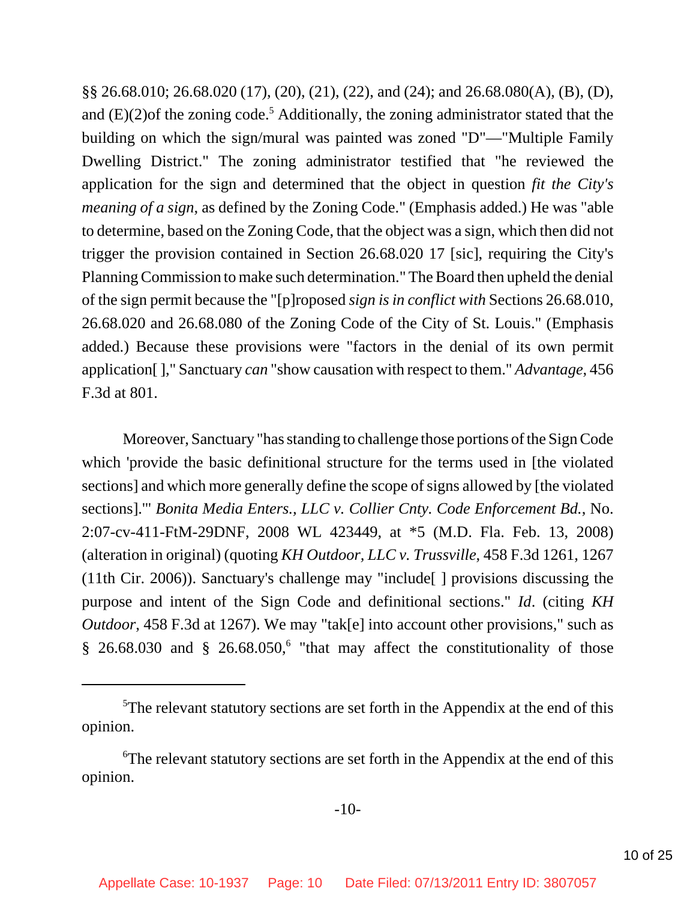§§ 26.68.010; 26.68.020 (17), (20), (21), (22), and (24); and 26.68.080(A), (B), (D), and (E)(2)of the zoning code.[5] Additionally, the zoning administrator stated that the building on which the sign/mural was painted was zoned "D"—"Multiple Family Dwelling District." The zoning administrator testified that "he reviewed the application for the sign and determined that the object in question *fit the City's meaning of a sign*, as defined by the Zoning Code." (Emphasis added.) He was "able to determine, based on the Zoning Code, that the object was a sign, which then did not trigger the provision contained in Section 26.68.020 17 [sic], requiring the City's Planning Commission to make such determination." The Board then upheld the denial of the sign permit because the "[p]roposed *sign is in conflict with* Sections 26.68.010, 26.68.020 and 26.68.080 of the Zoning Code of the City of St. Louis." (Emphasis added.) Because these provisions were "factors in the denial of its own permit application[ ]," Sanctuary *can* "show causation with respect to them." *Advantage*, 456 F.3d at 801.

Moreover, Sanctuary "has standing to challenge those portions of the Sign Code which 'provide the basic definitional structure for the terms used in [the violated sections] and which more generally define the scope of signs allowed by [the violated sections].'" *Bonita Media Enters., LLC v. Collier Cnty. Code Enforcement Bd.*, No. 2:07-cv-411-FtM-29DNF, 2008 WL 423449, at *5 (M.D. Fla. Feb. 13, 2008) (alteration in original) (quoting *KH Outdoor, LLC v. Trussville*, 458 F.3d 1261, 1267 (11th Cir. 2006)). Sanctuary's challenge may "include[ ] provisions discussing the purpose and intent of the Sign Code and definitional sections." *Id*. (citing *KH Outdoor*, 458 F.3d at 1267). We may "tak[e] into account other provisions," such as § 26.68.030 and § 26.68.050,[6] "that may affect the constitutionality of those

---

[5] The relevant statutory sections are set forth in the Appendix at the end of this opinion.

[6] The relevant statutory sections are set forth in the Appendix at the end of this opinion.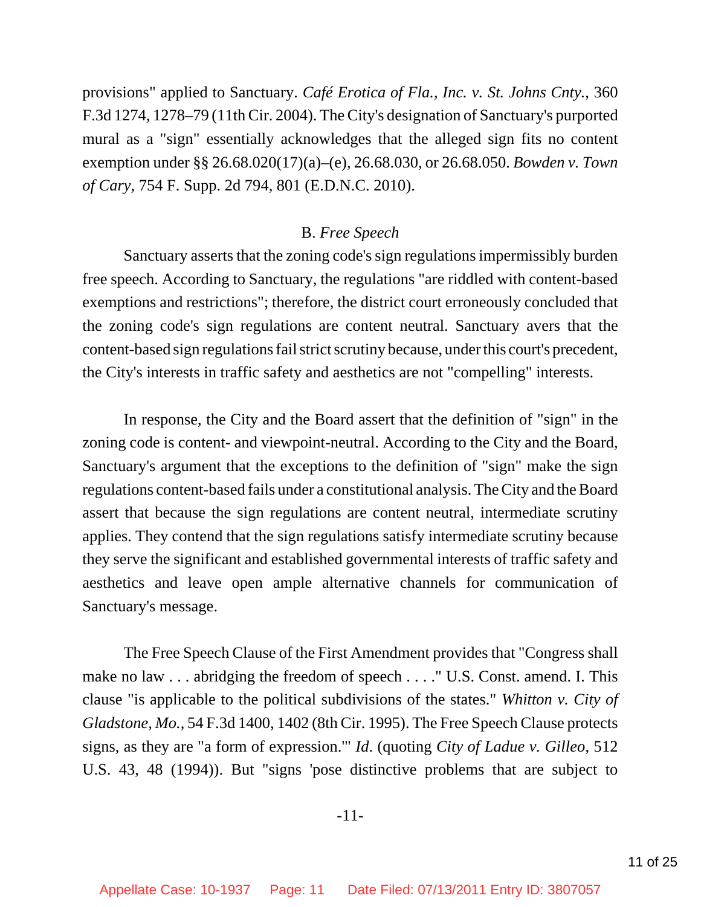provisions" applied to Sanctuary. *Café Erotica of Fla., Inc. v. St. Johns Cnty.*, 360 F.3d 1274, 1278–79 (11th Cir. 2004). The City's designation of Sanctuary's purported mural as a "sign" essentially acknowledges that the alleged sign fits no content exemption under §§ 26.68.020(17)(a)–(e), 26.68.030, or 26.68.050. *Bowden v. Town of Cary*, 754 F. Supp. 2d 794, 801 (E.D.N.C. 2010).

### B. *Free Speech*

Sanctuary asserts that the zoning code's sign regulations impermissibly burden free speech. According to Sanctuary, the regulations "are riddled with content-based exemptions and restrictions"; therefore, the district court erroneously concluded that the zoning code's sign regulations are content neutral. Sanctuary avers that the content-based sign regulations fail strict scrutiny because, under this court's precedent, the City's interests in traffic safety and aesthetics are not "compelling" interests.

In response, the City and the Board assert that the definition of "sign" in the zoning code is content- and viewpoint-neutral. According to the City and the Board, Sanctuary's argument that the exceptions to the definition of "sign" make the sign regulations content-based fails under a constitutional analysis. The City and the Board assert that because the sign regulations are content neutral, intermediate scrutiny applies. They contend that the sign regulations satisfy intermediate scrutiny because they serve the significant and established governmental interests of traffic safety and aesthetics and leave open ample alternative channels for communication of Sanctuary's message.

The Free Speech Clause of the First Amendment provides that "Congress shall make no law . . . abridging the freedom of speech . . . ." U.S. Const. amend. I. This clause "is applicable to the political subdivisions of the states." *Whitton v. City of Gladstone, Mo.*, 54 F.3d 1400, 1402 (8th Cir. 1995). The Free Speech Clause protects signs, as they are "a form of expression.'" *Id*. (quoting *City of Ladue v. Gilleo*, 512 U.S. 43, 48 (1994)). But "signs 'pose distinctive problems that are subject to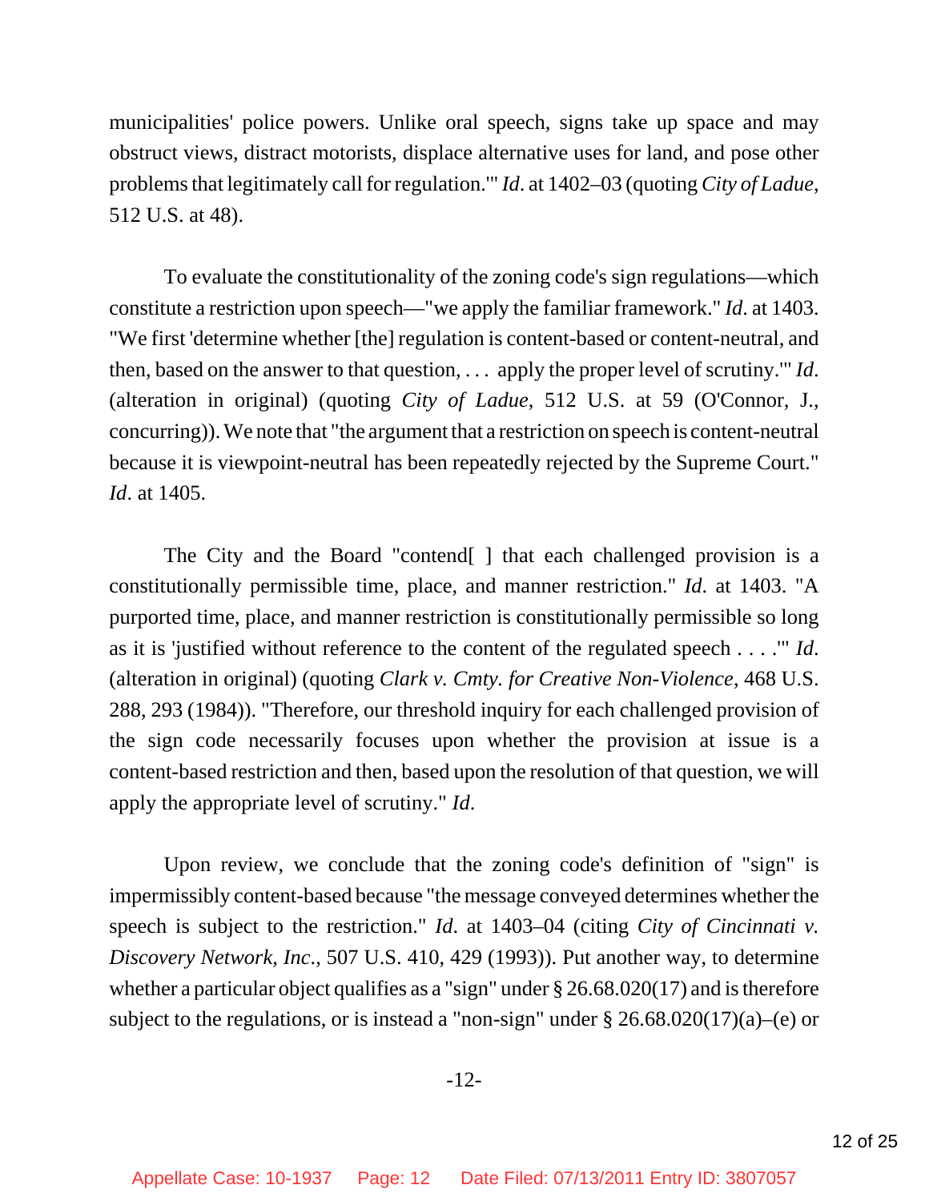municipalities' police powers. Unlike oral speech, signs take up space and may obstruct views, distract motorists, displace alternative uses for land, and pose other problems that legitimately call for regulation.'" *Id*. at 1402–03 (quoting *City of Ladue*, 512 U.S. at 48).

To evaluate the constitutionality of the zoning code's sign regulations—which constitute a restriction upon speech—"we apply the familiar framework." *Id*. at 1403. "We first 'determine whether [the] regulation is content-based or content-neutral, and then, based on the answer to that question, . . . apply the proper level of scrutiny.'" *Id*. (alteration in original) (quoting *City of Ladue*, 512 U.S. at 59 (O'Connor, J., concurring)). We note that "the argument that a restriction on speech is content-neutral because it is viewpoint-neutral has been repeatedly rejected by the Supreme Court." *Id*. at 1405.

The City and the Board "contend[ ] that each challenged provision is a constitutionally permissible time, place, and manner restriction." *Id*. at 1403. "A purported time, place, and manner restriction is constitutionally permissible so long as it is 'justified without reference to the content of the regulated speech . . . .'" *Id*. (alteration in original) (quoting *Clark v. Cmty. for Creative Non-Violence*, 468 U.S. 288, 293 (1984)). "Therefore, our threshold inquiry for each challenged provision of the sign code necessarily focuses upon whether the provision at issue is a content-based restriction and then, based upon the resolution of that question, we will apply the appropriate level of scrutiny." *Id*.

Upon review, we conclude that the zoning code's definition of "sign" is impermissibly content-based because "the message conveyed determines whether the speech is subject to the restriction." *Id*. at 1403–04 (citing *City of Cincinnati v. Discovery Network, Inc*., 507 U.S. 410, 429 (1993)). Put another way, to determine whether a particular object qualifies as a "sign" under § 26.68.020(17) and is therefore subject to the regulations, or is instead a "non-sign" under § 26.68.020(17)(a)–(e) or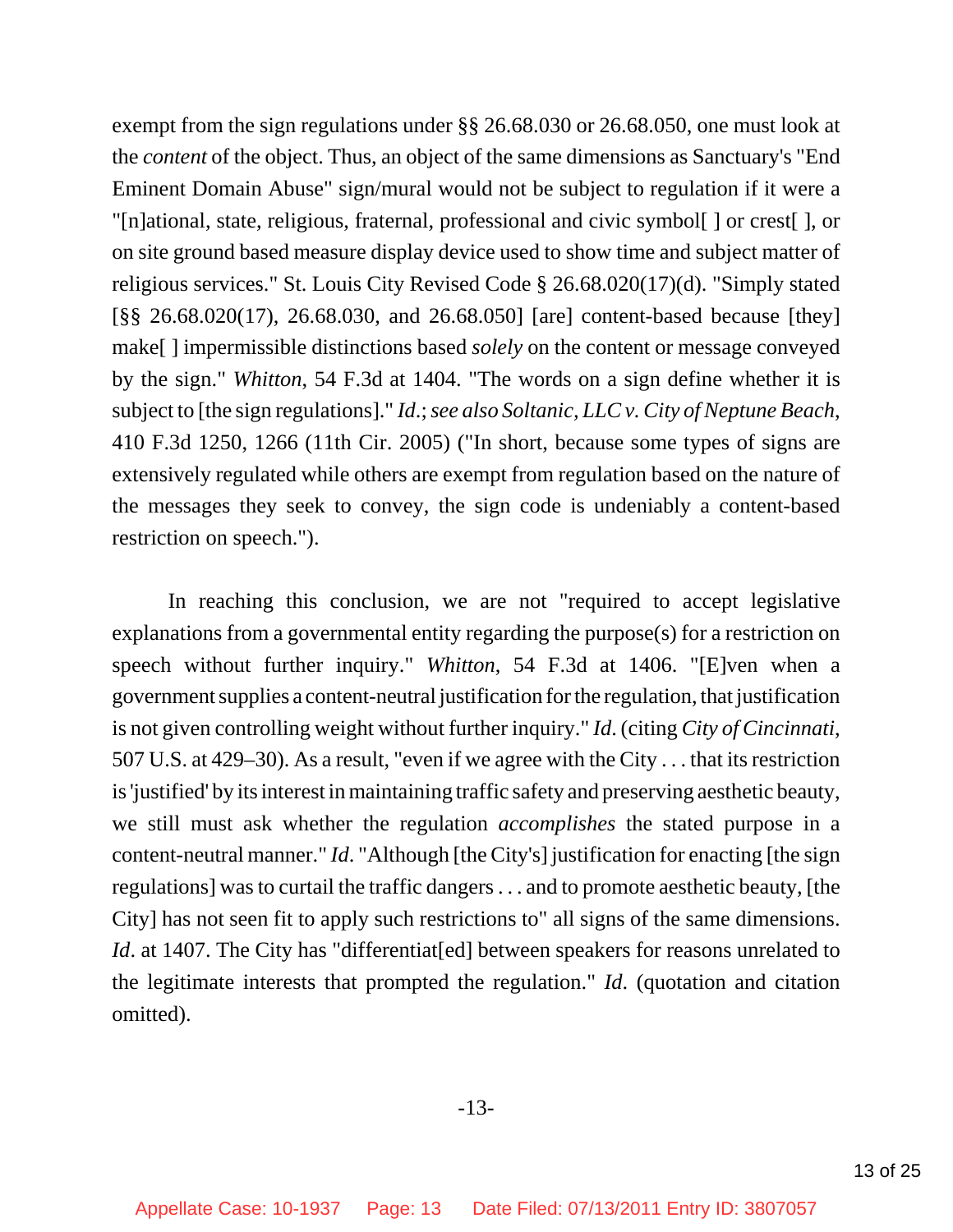exempt from the sign regulations under §§ 26.68.030 or 26.68.050, one must look at the *content* of the object. Thus, an object of the same dimensions as Sanctuary's "End Eminent Domain Abuse" sign/mural would not be subject to regulation if it were a "[n]ational, state, religious, fraternal, professional and civic symbol[ ] or crest[ ], or on site ground based measure display device used to show time and subject matter of religious services." St. Louis City Revised Code § 26.68.020(17)(d). "Simply stated [§§ 26.68.020(17), 26.68.030, and 26.68.050] [are] content-based because [they] make[ ] impermissible distinctions based *solely* on the content or message conveyed by the sign." *Whitton*, 54 F.3d at 1404. "The words on a sign define whether it is subject to [the sign regulations]." *Id.*; *see also Soltanic, LLC v. City of Neptune Beach*, 410 F.3d 1250, 1266 (11th Cir. 2005) ("In short, because some types of signs are extensively regulated while others are exempt from regulation based on the nature of the messages they seek to convey, the sign code is undeniably a content-based restriction on speech.").

In reaching this conclusion, we are not "required to accept legislative explanations from a governmental entity regarding the purpose(s) for a restriction on speech without further inquiry." *Whitton*, 54 F.3d at 1406. "[E]ven when a government supplies a content-neutral justification for the regulation, that justification is not given controlling weight without further inquiry." *Id.* (citing *City of Cincinnati*, 507 U.S. at 429–30). As a result, "even if we agree with the City . . . that its restriction is 'justified' by its interest in maintaining traffic safety and preserving aesthetic beauty, we still must ask whether the regulation *accomplishes* the stated purpose in a content-neutral manner." *Id.* "Although [the City's] justification for enacting [the sign regulations] was to curtail the traffic dangers . . . and to promote aesthetic beauty, [the City] has not seen fit to apply such restrictions to" all signs of the same dimensions. *Id.* at 1407. The City has "differentiat[ed] between speakers for reasons unrelated to the legitimate interests that prompted the regulation." *Id.* (quotation and citation omitted).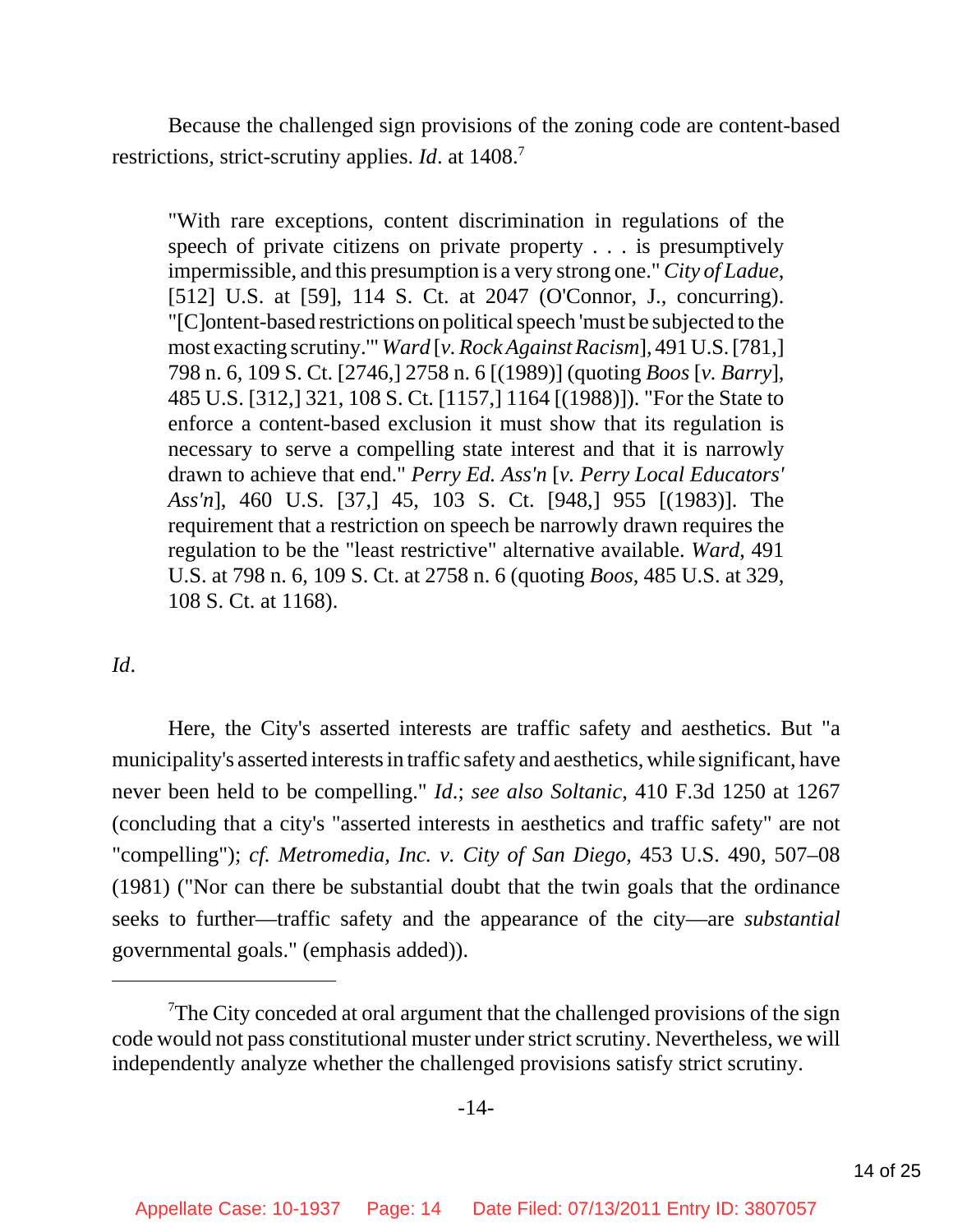Because the challenged sign provisions of the zoning code are content-based restrictions, strict-scrutiny applies. *Id*. at 1408.[7]

> "With rare exceptions, content discrimination in regulations of the speech of private citizens on private property . . . is presumptively impermissible, and this presumption is a very strong one." *City of Ladue*, [512] U.S. at [59], 114 S. Ct. at 2047 (O'Connor, J., concurring). "[C]ontent-based restrictions on political speech 'must be subjected to the most exacting scrutiny.'" *Ward* [*v. Rock Against Racism*], 491 U.S. [781,] 798 n. 6, 109 S. Ct. [2746,] 2758 n. 6 [(1989)] (quoting *Boos* [*v. Barry*], 485 U.S. [312,] 321, 108 S. Ct. [1157,] 1164 [(1988)]). "For the State to enforce a content-based exclusion it must show that its regulation is necessary to serve a compelling state interest and that it is narrowly drawn to achieve that end." *Perry Ed. Ass'n* [*v. Perry Local Educators' Ass'n*], 460 U.S. [37,] 45, 103 S. Ct. [948,] 955 [(1983)]. The requirement that a restriction on speech be narrowly drawn requires the regulation to be the "least restrictive" alternative available. *Ward*, 491 U.S. at 798 n. 6, 109 S. Ct. at 2758 n. 6 (quoting *Boos*, 485 U.S. at 329, 108 S. Ct. at 1168).

*Id*.

Here, the City's asserted interests are traffic safety and aesthetics. But "a municipality's asserted interests in traffic safety and aesthetics, while significant, have never been held to be compelling." *Id*.; *see also Soltanic*, 410 F.3d 1250 at 1267 (concluding that a city's "asserted interests in aesthetics and traffic safety" are not "compelling"); *cf. Metromedia, Inc. v. City of San Diego*, 453 U.S. 490, 507–08 (1981) ("Nor can there be substantial doubt that the twin goals that the ordinance seeks to further—traffic safety and the appearance of the city—are *substantial* governmental goals." (emphasis added)).

---

[7]The City conceded at oral argument that the challenged provisions of the sign code would not pass constitutional muster under strict scrutiny. Nevertheless, we will independently analyze whether the challenged provisions satisfy strict scrutiny.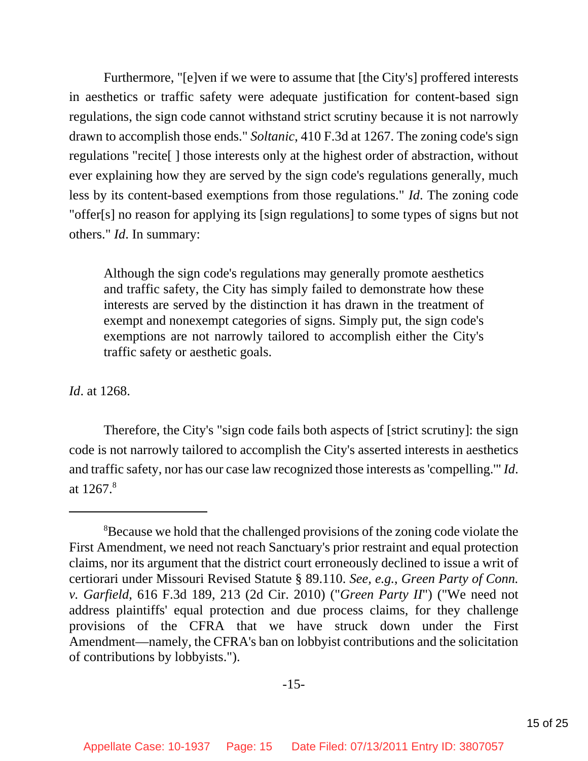Furthermore, "[e]ven if we were to assume that [the City's] proffered interests in aesthetics or traffic safety were adequate justification for content-based sign regulations, the sign code cannot withstand strict scrutiny because it is not narrowly drawn to accomplish those ends." *Soltanic*, 410 F.3d at 1267. The zoning code's sign regulations "recite[ ] those interests only at the highest order of abstraction, without ever explaining how they are served by the sign code's regulations generally, much less by its content-based exemptions from those regulations." *Id*. The zoning code "offer[s] no reason for applying its [sign regulations] to some types of signs but not others." *Id*. In summary:

> Although the sign code's regulations may generally promote aesthetics and traffic safety, the City has simply failed to demonstrate how these interests are served by the distinction it has drawn in the treatment of exempt and nonexempt categories of signs. Simply put, the sign code's exemptions are not narrowly tailored to accomplish either the City's traffic safety or aesthetic goals.

*Id*. at 1268.

Therefore, the City's "sign code fails both aspects of [strict scrutiny]: the sign code is not narrowly tailored to accomplish the City's asserted interests in aesthetics and traffic safety, nor has our case law recognized those interests as 'compelling.'" *Id*. at 1267.[8]

---

[8]Because we hold that the challenged provisions of the zoning code violate the First Amendment, we need not reach Sanctuary's prior restraint and equal protection claims, nor its argument that the district court erroneously declined to issue a writ of certiorari under Missouri Revised Statute § 89.110. *See, e.g.*, *Green Party of Conn. v. Garfield*, 616 F.3d 189, 213 (2d Cir. 2010) ("*Green Party II*") ("We need not address plaintiffs' equal protection and due process claims, for they challenge provisions of the CFRA that we have struck down under the First Amendment—namely, the CFRA's ban on lobbyist contributions and the solicitation of contributions by lobbyists.").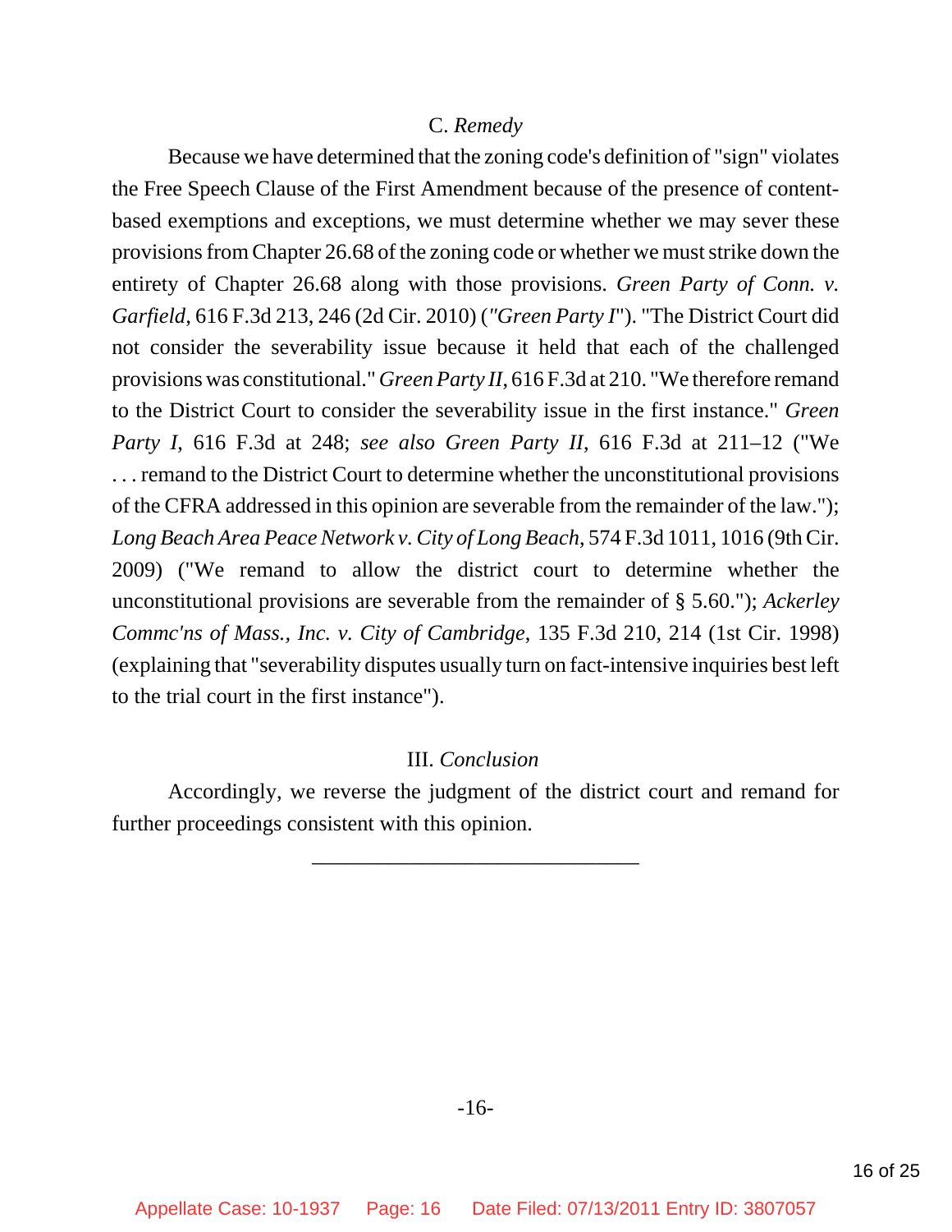### C. *Remedy*

Because we have determined that the zoning code's definition of "sign" violates the Free Speech Clause of the First Amendment because of the presence of content-based exemptions and exceptions, we must determine whether we may sever these provisions from Chapter 26.68 of the zoning code or whether we must strike down the entirety of Chapter 26.68 along with those provisions. *Green Party of Conn. v. Garfield*, 616 F.3d 213, 246 (2d Cir. 2010) (*"Green Party I"*). "The District Court did not consider the severability issue because it held that each of the challenged provisions was constitutional." *Green Party II*, 616 F.3d at 210. "We therefore remand to the District Court to consider the severability issue in the first instance." *Green Party I*, 616 F.3d at 248; *see also Green Party II*, 616 F.3d at 211–12 ("We . . . remand to the District Court to determine whether the unconstitutional provisions of the CFRA addressed in this opinion are severable from the remainder of the law."); *Long Beach Area Peace Network v. City of Long Beach*, 574 F.3d 1011, 1016 (9th Cir. 2009) ("We remand to allow the district court to determine whether the unconstitutional provisions are severable from the remainder of § 5.60."); *Ackerley Commc'ns of Mass., Inc. v. City of Cambridge*, 135 F.3d 210, 214 (1st Cir. 1998) (explaining that "severability disputes usually turn on fact-intensive inquiries best left to the trial court in the first instance").

## III. *Conclusion*

Accordingly, we reverse the judgment of the district court and remand for further proceedings consistent with this opinion.

______________________________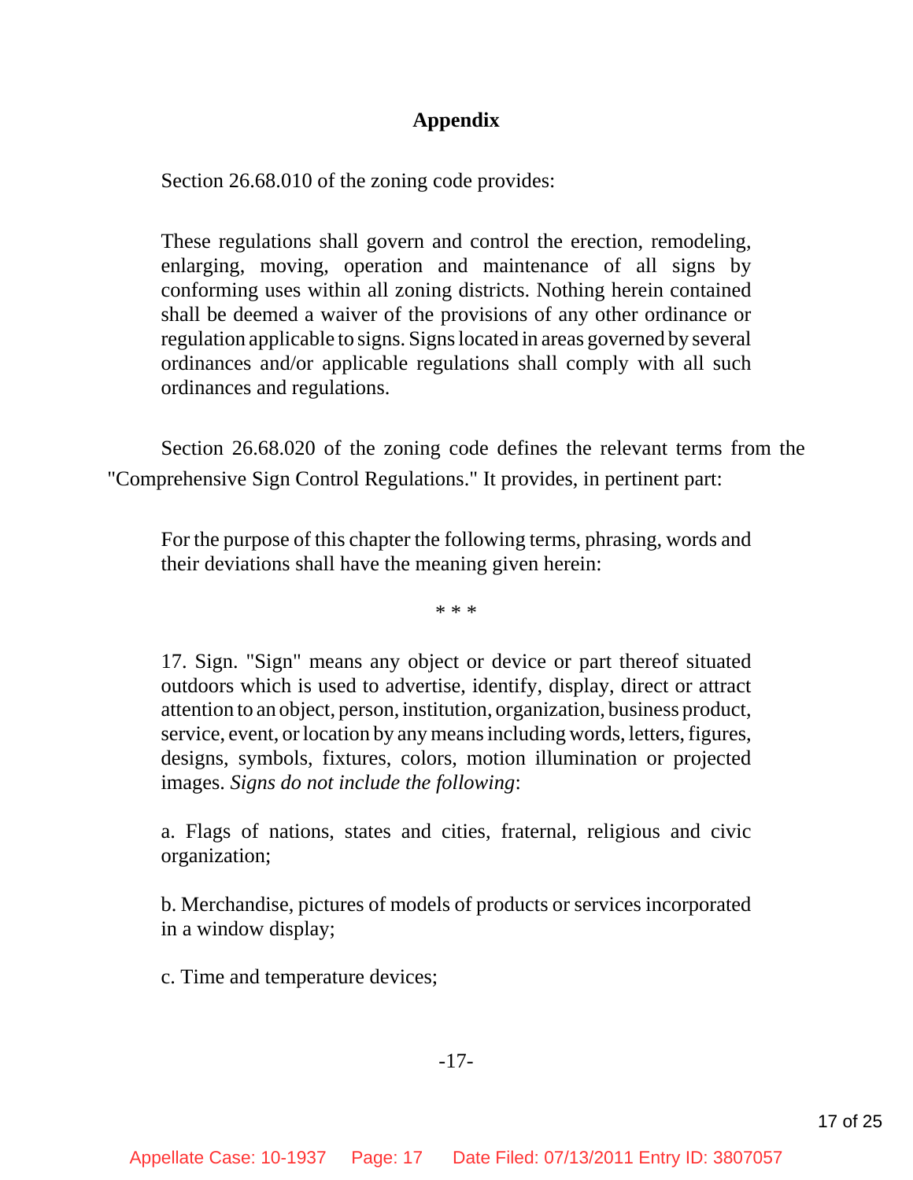# Appendix

Section 26.68.010 of the zoning code provides:

> These regulations shall govern and control the erection, remodeling, enlarging, moving, operation and maintenance of all signs by conforming uses within all zoning districts. Nothing herein contained shall be deemed a waiver of the provisions of any other ordinance or regulation applicable to signs. Signs located in areas governed by several ordinances and/or applicable regulations shall comply with all such ordinances and regulations.

Section 26.68.020 of the zoning code defines the relevant terms from the "Comprehensive Sign Control Regulations." It provides, in pertinent part:

> For the purpose of this chapter the following terms, phrasing, words and their deviations shall have the meaning given herein:
>
> \* \* \*
>
> 17. Sign. "Sign" means any object or device or part thereof situated outdoors which is used to advertise, identify, display, direct or attract attention to an object, person, institution, organization, business product, service, event, or location by any means including words, letters, figures, designs, symbols, fixtures, colors, motion illumination or projected images. *Signs do not include the following*:
>
> a. Flags of nations, states and cities, fraternal, religious and civic organization;
>
> b. Merchandise, pictures of models of products or services incorporated in a window display;
>
> c. Time and temperature devices;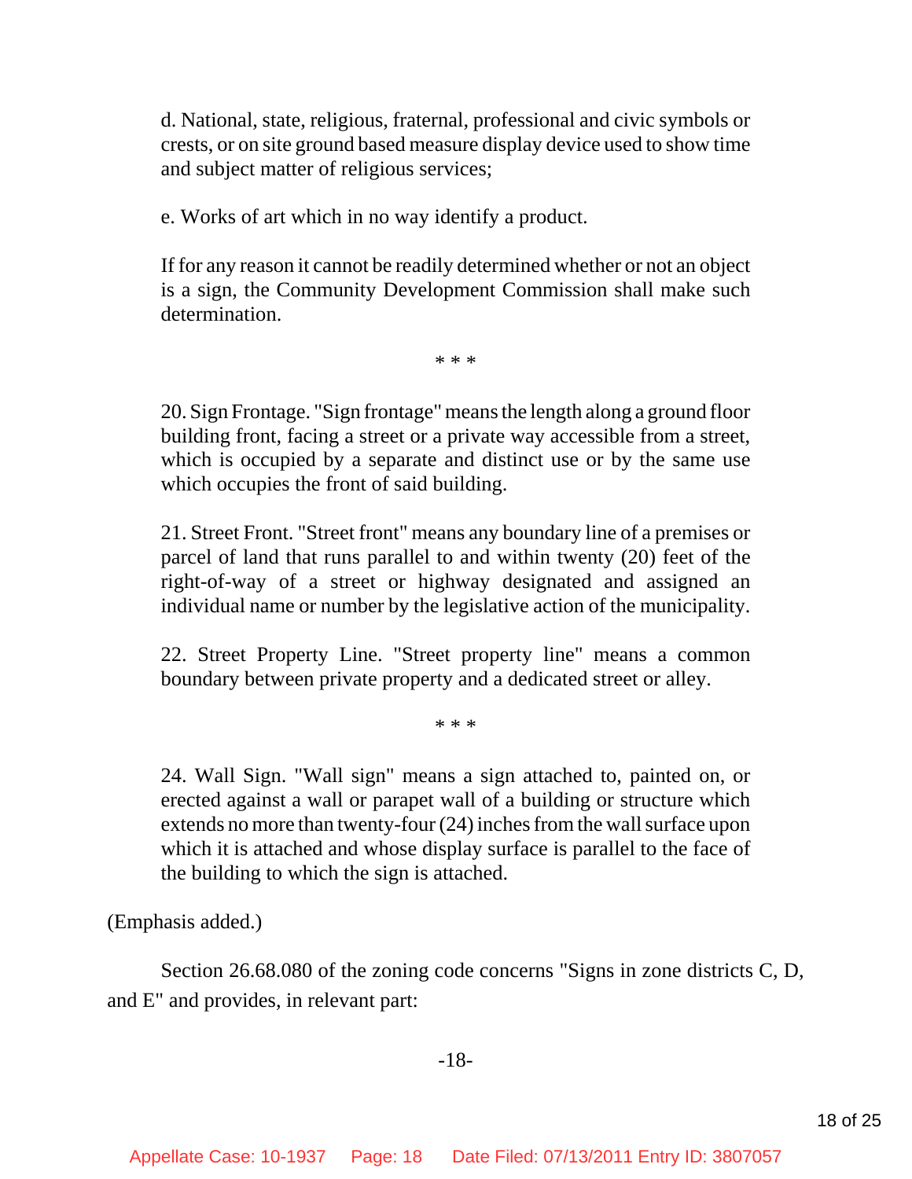> d. National, state, religious, fraternal, professional and civic symbols or crests, or on site ground based measure display device used to show time and subject matter of religious services;
>
> e. Works of art which in no way identify a product.
>
> If for any reason it cannot be readily determined whether or not an object is a sign, the Community Development Commission shall make such determination.
>
> * * *
>
> 20. Sign Frontage. "Sign frontage" means the length along a ground floor building front, facing a street or a private way accessible from a street, which is occupied by a separate and distinct use or by the same use which occupies the front of said building.
>
> 21. Street Front. "Street front" means any boundary line of a premises or parcel of land that runs parallel to and within twenty (20) feet of the right-of-way of a street or highway designated and assigned an individual name or number by the legislative action of the municipality.
>
> 22. Street Property Line. "Street property line" means a common boundary between private property and a dedicated street or alley.
>
> * * *
>
> 24. Wall Sign. "Wall sign" means a sign attached to, painted on, or erected against a wall or parapet wall of a building or structure which extends no more than twenty-four (24) inches from the wall surface upon which it is attached and whose display surface is parallel to the face of the building to which the sign is attached.

(Emphasis added.)

Section 26.68.080 of the zoning code concerns "Signs in zone districts C, D, and E" and provides, in relevant part: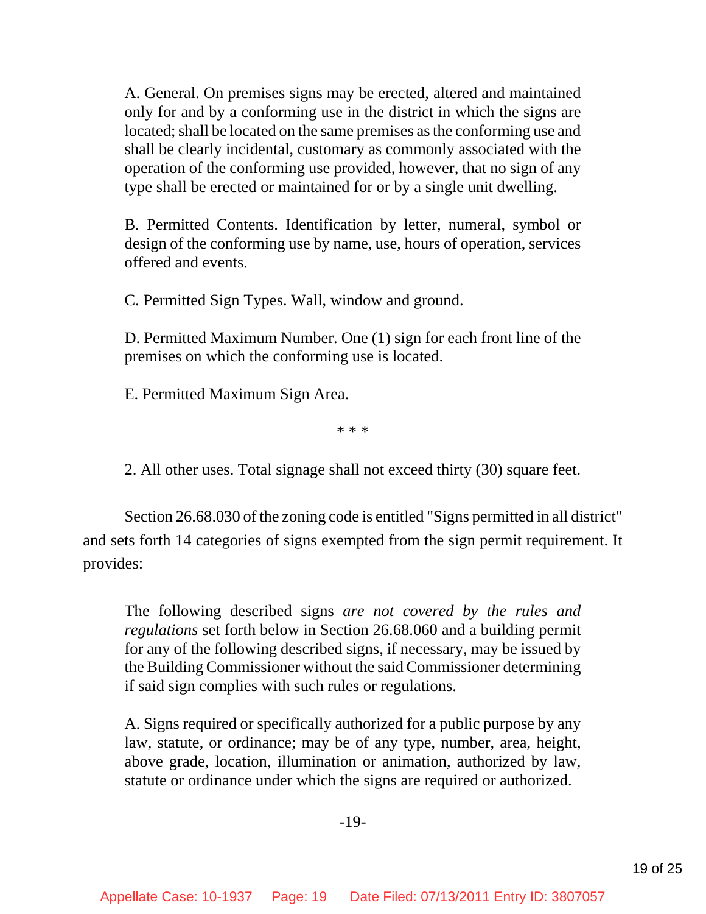> A. General. On premises signs may be erected, altered and maintained only for and by a conforming use in the district in which the signs are located; shall be located on the same premises as the conforming use and shall be clearly incidental, customary as commonly associated with the operation of the conforming use provided, however, that no sign of any type shall be erected or maintained for or by a single unit dwelling.
>
> B. Permitted Contents. Identification by letter, numeral, symbol or design of the conforming use by name, use, hours of operation, services offered and events.
>
> C. Permitted Sign Types. Wall, window and ground.
>
> D. Permitted Maximum Number. One (1) sign for each front line of the premises on which the conforming use is located.
>
> E. Permitted Maximum Sign Area.
>
> \* \* \*
>
> 2. All other uses. Total signage shall not exceed thirty (30) square feet.

Section 26.68.030 of the zoning code is entitled "Signs permitted in all district" and sets forth 14 categories of signs exempted from the sign permit requirement. It provides:

> The following described signs *are not covered by the rules and regulations* set forth below in Section 26.68.060 and a building permit for any of the following described signs, if necessary, may be issued by the Building Commissioner without the said Commissioner determining if said sign complies with such rules or regulations.
>
> A. Signs required or specifically authorized for a public purpose by any law, statute, or ordinance; may be of any type, number, area, height, above grade, location, illumination or animation, authorized by law, statute or ordinance under which the signs are required or authorized.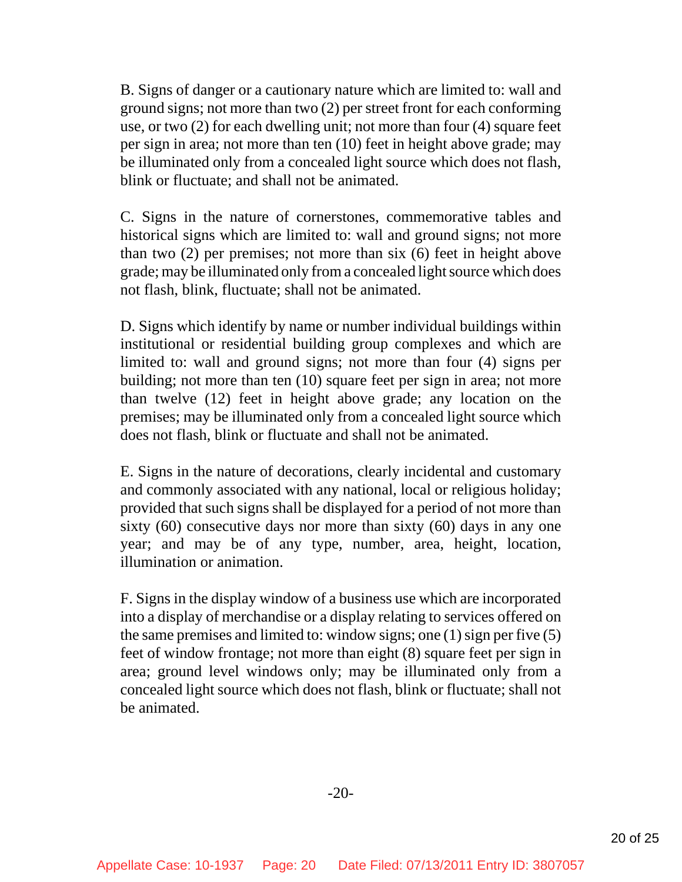B. Signs of danger or a cautionary nature which are limited to: wall and ground signs; not more than two (2) per street front for each conforming use, or two (2) for each dwelling unit; not more than four (4) square feet per sign in area; not more than ten (10) feet in height above grade; may be illuminated only from a concealed light source which does not flash, blink or fluctuate; and shall not be animated.

C. Signs in the nature of cornerstones, commemorative tables and historical signs which are limited to: wall and ground signs; not more than two (2) per premises; not more than six (6) feet in height above grade; may be illuminated only from a concealed light source which does not flash, blink, fluctuate; shall not be animated.

D. Signs which identify by name or number individual buildings within institutional or residential building group complexes and which are limited to: wall and ground signs; not more than four (4) signs per building; not more than ten (10) square feet per sign in area; not more than twelve (12) feet in height above grade; any location on the premises; may be illuminated only from a concealed light source which does not flash, blink or fluctuate and shall not be animated.

E. Signs in the nature of decorations, clearly incidental and customary and commonly associated with any national, local or religious holiday; provided that such signs shall be displayed for a period of not more than sixty (60) consecutive days nor more than sixty (60) days in any one year; and may be of any type, number, area, height, location, illumination or animation.

F. Signs in the display window of a business use which are incorporated into a display of merchandise or a display relating to services offered on the same premises and limited to: window signs; one (1) sign per five (5) feet of window frontage; not more than eight (8) square feet per sign in area; ground level windows only; may be illuminated only from a concealed light source which does not flash, blink or fluctuate; shall not be animated.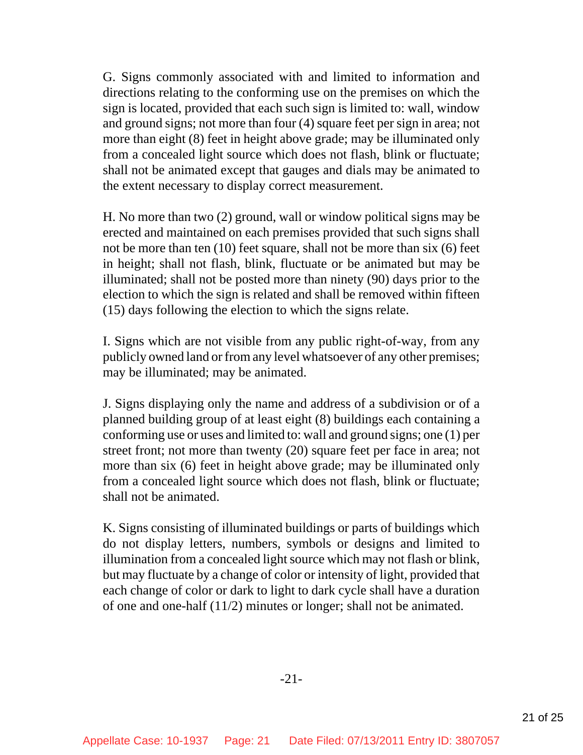G. Signs commonly associated with and limited to information and directions relating to the conforming use on the premises on which the sign is located, provided that each such sign is limited to: wall, window and ground signs; not more than four (4) square feet per sign in area; not more than eight (8) feet in height above grade; may be illuminated only from a concealed light source which does not flash, blink or fluctuate; shall not be animated except that gauges and dials may be animated to the extent necessary to display correct measurement.

H. No more than two (2) ground, wall or window political signs may be erected and maintained on each premises provided that such signs shall not be more than ten (10) feet square, shall not be more than six (6) feet in height; shall not flash, blink, fluctuate or be animated but may be illuminated; shall not be posted more than ninety (90) days prior to the election to which the sign is related and shall be removed within fifteen (15) days following the election to which the signs relate.

I. Signs which are not visible from any public right-of-way, from any publicly owned land or from any level whatsoever of any other premises; may be illuminated; may be animated.

J. Signs displaying only the name and address of a subdivision or of a planned building group of at least eight (8) buildings each containing a conforming use or uses and limited to: wall and ground signs; one (1) per street front; not more than twenty (20) square feet per face in area; not more than six (6) feet in height above grade; may be illuminated only from a concealed light source which does not flash, blink or fluctuate; shall not be animated.

K. Signs consisting of illuminated buildings or parts of buildings which do not display letters, numbers, symbols or designs and limited to illumination from a concealed light source which may not flash or blink, but may fluctuate by a change of color or intensity of light, provided that each change of color or dark to light to dark cycle shall have a duration of one and one-half (11/2) minutes or longer; shall not be animated.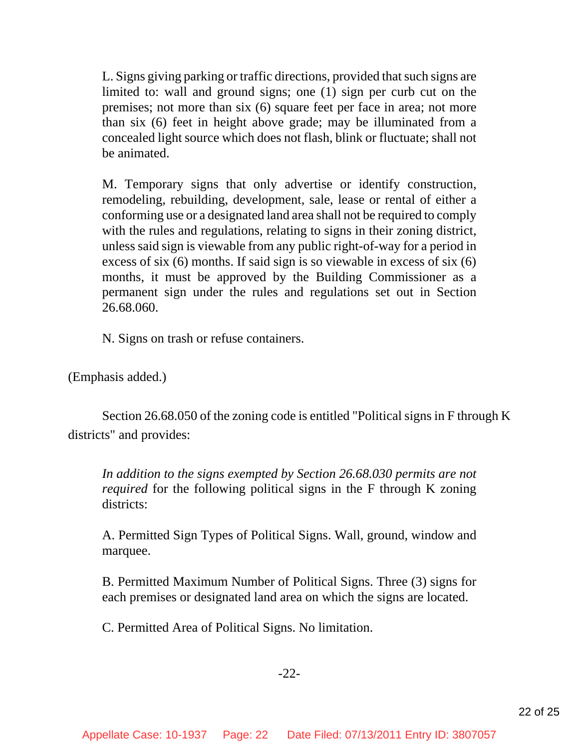> L. Signs giving parking or traffic directions, provided that such signs are limited to: wall and ground signs; one (1) sign per curb cut on the premises; not more than six (6) square feet per face in area; not more than six (6) feet in height above grade; may be illuminated from a concealed light source which does not flash, blink or fluctuate; shall not be animated.
>
> M. Temporary signs that only advertise or identify construction, remodeling, rebuilding, development, sale, lease or rental of either a conforming use or a designated land area shall not be required to comply with the rules and regulations, relating to signs in their zoning district, unless said sign is viewable from any public right-of-way for a period in excess of six (6) months. If said sign is so viewable in excess of six (6) months, it must be approved by the Building Commissioner as a permanent sign under the rules and regulations set out in Section 26.68.060.
>
> N. Signs on trash or refuse containers.

(Emphasis added.)

Section 26.68.050 of the zoning code is entitled "Political signs in F through K districts" and provides:

> *In addition to the signs exempted by Section 26.68.030 permits are not required* for the following political signs in the F through K zoning districts:
>
> A. Permitted Sign Types of Political Signs. Wall, ground, window and marquee.
>
> B. Permitted Maximum Number of Political Signs. Three (3) signs for each premises or designated land area on which the signs are located.
>
> C. Permitted Area of Political Signs. No limitation.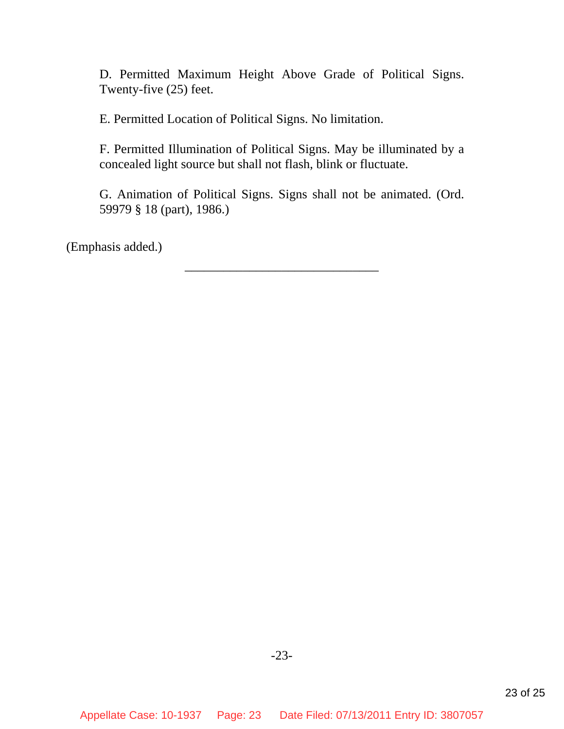D. Permitted Maximum Height Above Grade of Political Signs. Twenty-five (25) feet.

E. Permitted Location of Political Signs. No limitation.

F. Permitted Illumination of Political Signs. May be illuminated by a concealed light source but shall not flash, blink or fluctuate.

G. Animation of Political Signs. Signs shall not be animated. (Ord. 59979 § 18 (part), 1986.)

(Emphasis added.)

---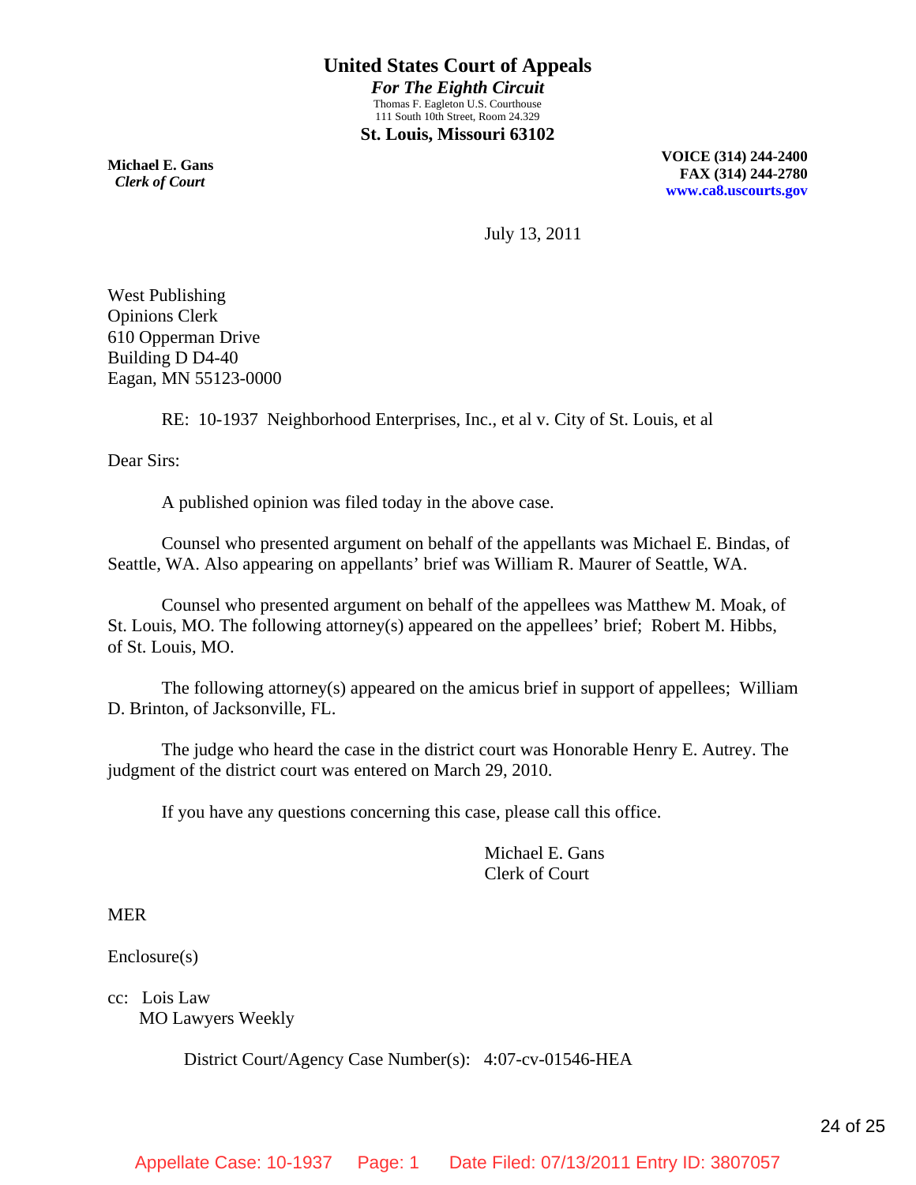# United States Court of Appeals

***For The Eighth Circuit***

Thomas F. Eagleton U.S. Courthouse
111 South 10th Street, Room 24.329

**St. Louis, Missouri 63102**

**Michael E. Gans**
***Clerk of Court***

**VOICE (314) 244-2400**
**FAX (314) 244-2780**
**www.ca8.uscourts.gov**

July 13, 2011

West Publishing
Opinions Clerk
610 Opperman Drive
Building D D4-40
Eagan, MN 55123-0000

RE: 10-1937 Neighborhood Enterprises, Inc., et al v. City of St. Louis, et al

Dear Sirs:

A published opinion was filed today in the above case.

Counsel who presented argument on behalf of the appellants was Michael E. Bindas, of Seattle, WA. Also appearing on appellants' brief was William R. Maurer of Seattle, WA.

Counsel who presented argument on behalf of the appellees was Matthew M. Moak, of St. Louis, MO. The following attorney(s) appeared on the appellees' brief; Robert M. Hibbs, of St. Louis, MO.

The following attorney(s) appeared on the amicus brief in support of appellees; William D. Brinton, of Jacksonville, FL.

The judge who heard the case in the district court was Honorable Henry E. Autrey. The judgment of the district court was entered on March 29, 2010.

If you have any questions concerning this case, please call this office.

Michael E. Gans
Clerk of Court

MER

Enclosure(s)

cc: Lois Law
MO Lawyers Weekly

District Court/Agency Case Number(s): 4:07-cv-01546-HEA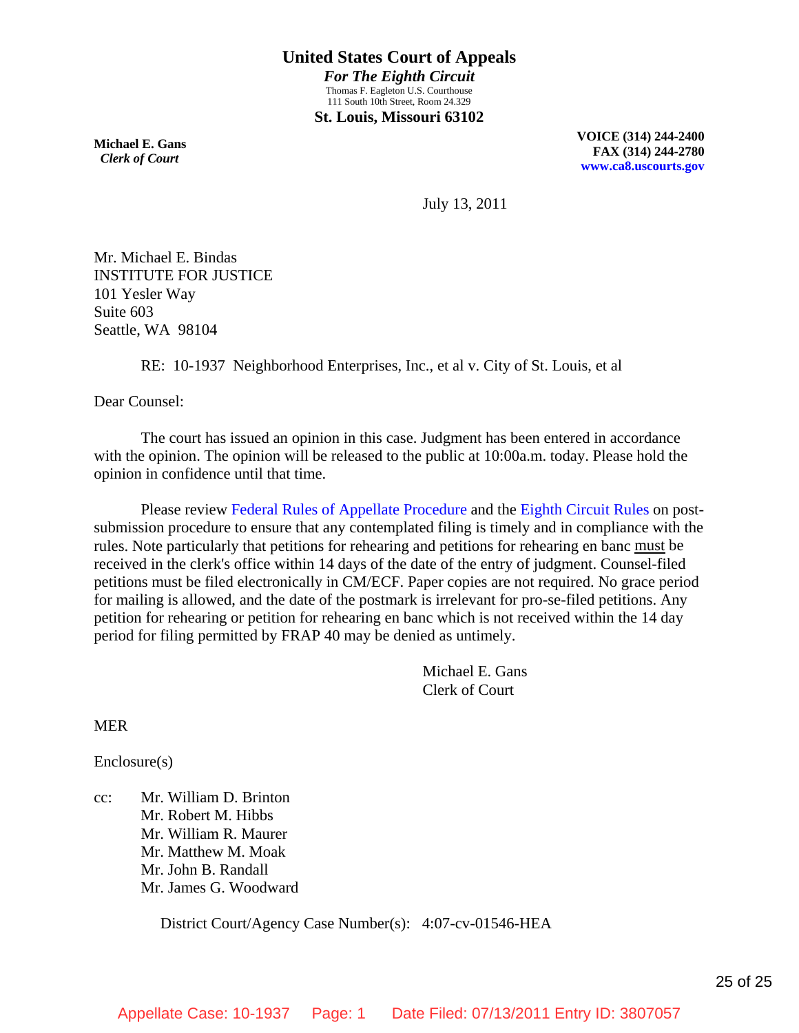# United States Court of Appeals

***For The Eighth Circuit***

Thomas F. Eagleton U.S. Courthouse
111 South 10th Street, Room 24.329

**St. Louis, Missouri 63102**

**Michael E. Gans**
***Clerk of Court***

**VOICE (314) 244-2400**
**FAX (314) 244-2780**
**www.ca8.uscourts.gov**

July 13, 2011

Mr. Michael E. Bindas
INSTITUTE FOR JUSTICE
101 Yesler Way
Suite 603
Seattle, WA 98104

RE: 10-1937 Neighborhood Enterprises, Inc., et al v. City of St. Louis, et al

Dear Counsel:

The court has issued an opinion in this case. Judgment has been entered in accordance with the opinion. The opinion will be released to the public at 10:00a.m. today. Please hold the opinion in confidence until that time.

Please review Federal Rules of Appellate Procedure and the Eighth Circuit Rules on post-submission procedure to ensure that any contemplated filing is timely and in compliance with the rules. Note particularly that petitions for rehearing and petitions for rehearing en banc must be received in the clerk's office within 14 days of the date of the entry of judgment. Counsel-filed petitions must be filed electronically in CM/ECF. Paper copies are not required. No grace period for mailing is allowed, and the date of the postmark is irrelevant for pro-se-filed petitions. Any petition for rehearing or petition for rehearing en banc which is not received within the 14 day period for filing permitted by FRAP 40 may be denied as untimely.

Michael E. Gans
Clerk of Court

MER

Enclosure(s)

cc: Mr. William D. Brinton
Mr. Robert M. Hibbs
Mr. William R. Maurer
Mr. Matthew M. Moak
Mr. John B. Randall
Mr. James G. Woodward

District Court/Agency Case Number(s): 4:07-cv-01546-HEA